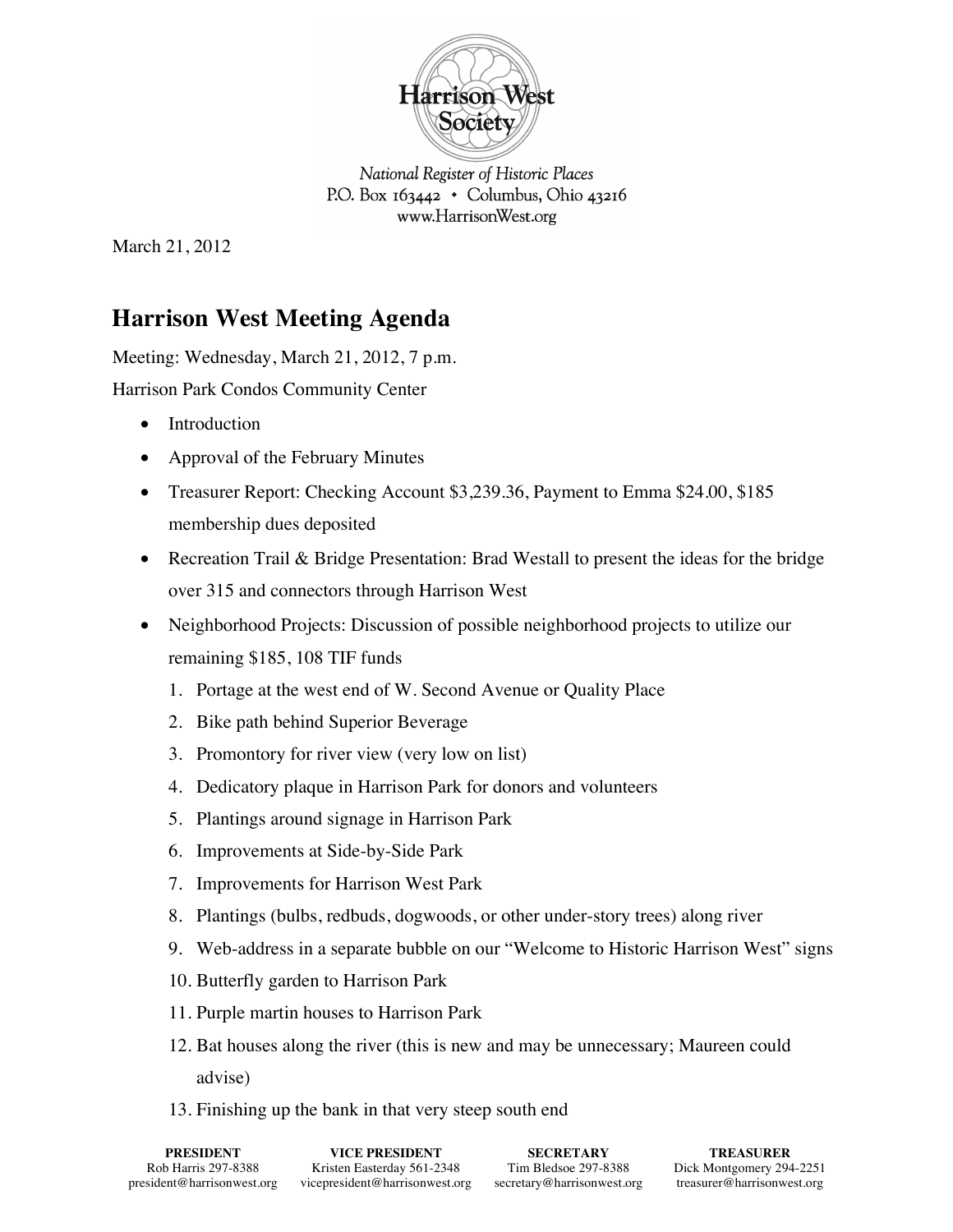Harrison West Society

*National Register of Historic Places*
P.O. Box 163442 • Columbus, Ohio 43216
www.HarrisonWest.org

March 21, 2012

## Harrison West Meeting Agenda

Meeting: Wednesday, March 21, 2012, 7 p.m.

Harrison Park Condos Community Center

- Introduction
- Approval of the February Minutes
- Treasurer Report: Checking Account $3,239.36, Payment to Emma $24.00, $185 membership dues deposited
- Recreation Trail & Bridge Presentation: Brad Westall to present the ideas for the bridge over 315 and connectors through Harrison West
- Neighborhood Projects: Discussion of possible neighborhood projects to utilize our remaining $185, 108 TIF funds
  1. Portage at the west end of W. Second Avenue or Quality Place
  2. Bike path behind Superior Beverage
  3. Promontory for river view (very low on list)
  4. Dedicatory plaque in Harrison Park for donors and volunteers
  5. Plantings around signage in Harrison Park
  6. Improvements at Side-by-Side Park
  7. Improvements for Harrison West Park
  8. Plantings (bulbs, redbuds, dogwoods, or other under-story trees) along river
  9. Web-address in a separate bubble on our "Welcome to Historic Harrison West" signs
  10. Butterfly garden to Harrison Park
  11. Purple martin houses to Harrison Park
  12. Bat houses along the river (this is new and may be unnecessary; Maureen could advise)
  13. Finishing up the bank in that very steep south end

| PRESIDENT | VICE PRESIDENT | SECRETARY | TREASURER |
|---|---|---|---|
| Rob Harris 297-8388 | Kristen Easterday 561-2348 | Tim Bledsoe 297-8388 | Dick Montgomery 294-2251 |
| president@harrisonwest.org | vicepresident@harrisonwest.org | secretary@harrisonwest.org | treasurer@harrisonwest.org |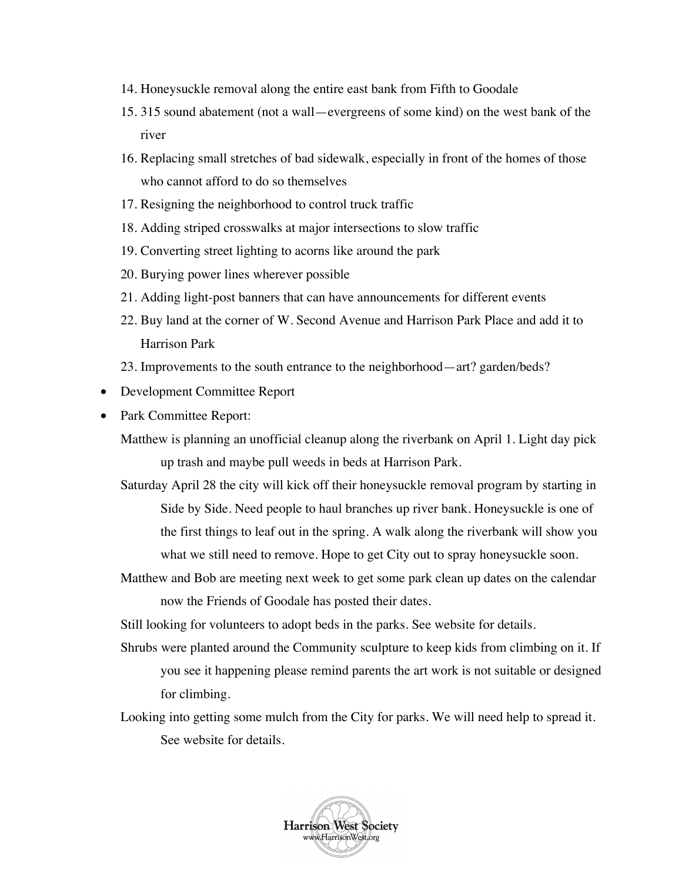14. Honeysuckle removal along the entire east bank from Fifth to Goodale
15. 315 sound abatement (not a wall—evergreens of some kind) on the west bank of the river
16. Replacing small stretches of bad sidewalk, especially in front of the homes of those who cannot afford to do so themselves
17. Resigning the neighborhood to control truck traffic
18. Adding striped crosswalks at major intersections to slow traffic
19. Converting street lighting to acorns like around the park
20. Burying power lines wherever possible
21. Adding light-post banners that can have announcements for different events
22. Buy land at the corner of W. Second Avenue and Harrison Park Place and add it to Harrison Park
23. Improvements to the south entrance to the neighborhood—art? garden/beds?

- Development Committee Report
- Park Committee Report:

  Matthew is planning an unofficial cleanup along the riverbank on April 1. Light day pick up trash and maybe pull weeds in beds at Harrison Park.

  Saturday April 28 the city will kick off their honeysuckle removal program by starting in Side by Side. Need people to haul branches up river bank. Honeysuckle is one of the first things to leaf out in the spring. A walk along the riverbank will show you what we still need to remove. Hope to get City out to spray honeysuckle soon.

  Matthew and Bob are meeting next week to get some park clean up dates on the calendar now the Friends of Goodale has posted their dates.

  Still looking for volunteers to adopt beds in the parks. See website for details.

  Shrubs were planted around the Community sculpture to keep kids from climbing on it. If you see it happening please remind parents the art work is not suitable or designed for climbing.

  Looking into getting some mulch from the City for parks. We will need help to spread it. See website for details.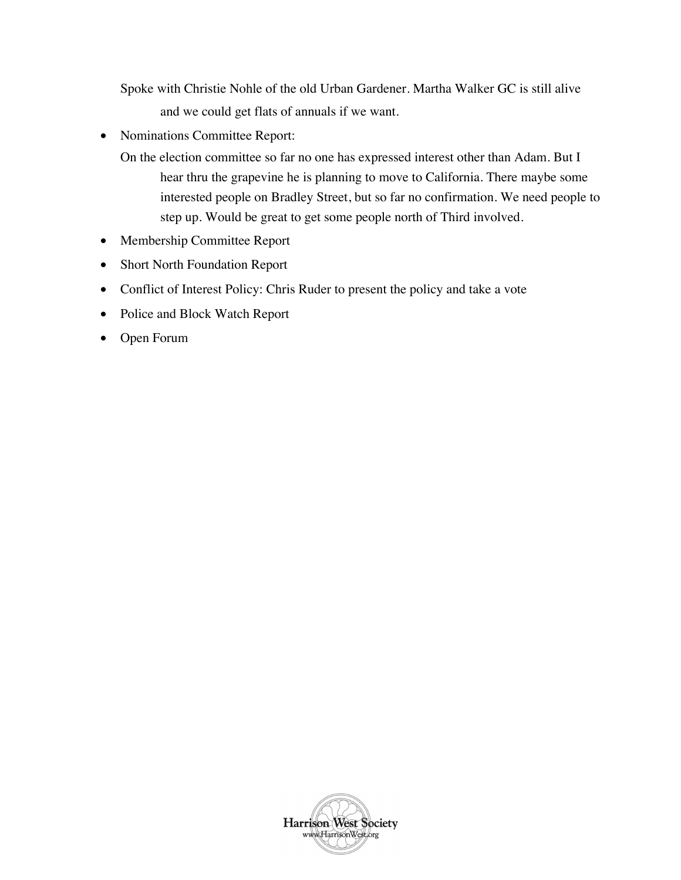Spoke with Christie Nohle of the old Urban Gardener. Martha Walker GC is still alive and we could get flats of annuals if we want.

- Nominations Committee Report:

  On the election committee so far no one has expressed interest other than Adam. But I hear thru the grapevine he is planning to move to California. There maybe some interested people on Bradley Street, but so far no confirmation. We need people to step up. Would be great to get some people north of Third involved.

- Membership Committee Report
- Short North Foundation Report
- Conflict of Interest Policy: Chris Ruder to present the policy and take a vote
- Police and Block Watch Report
- Open Forum